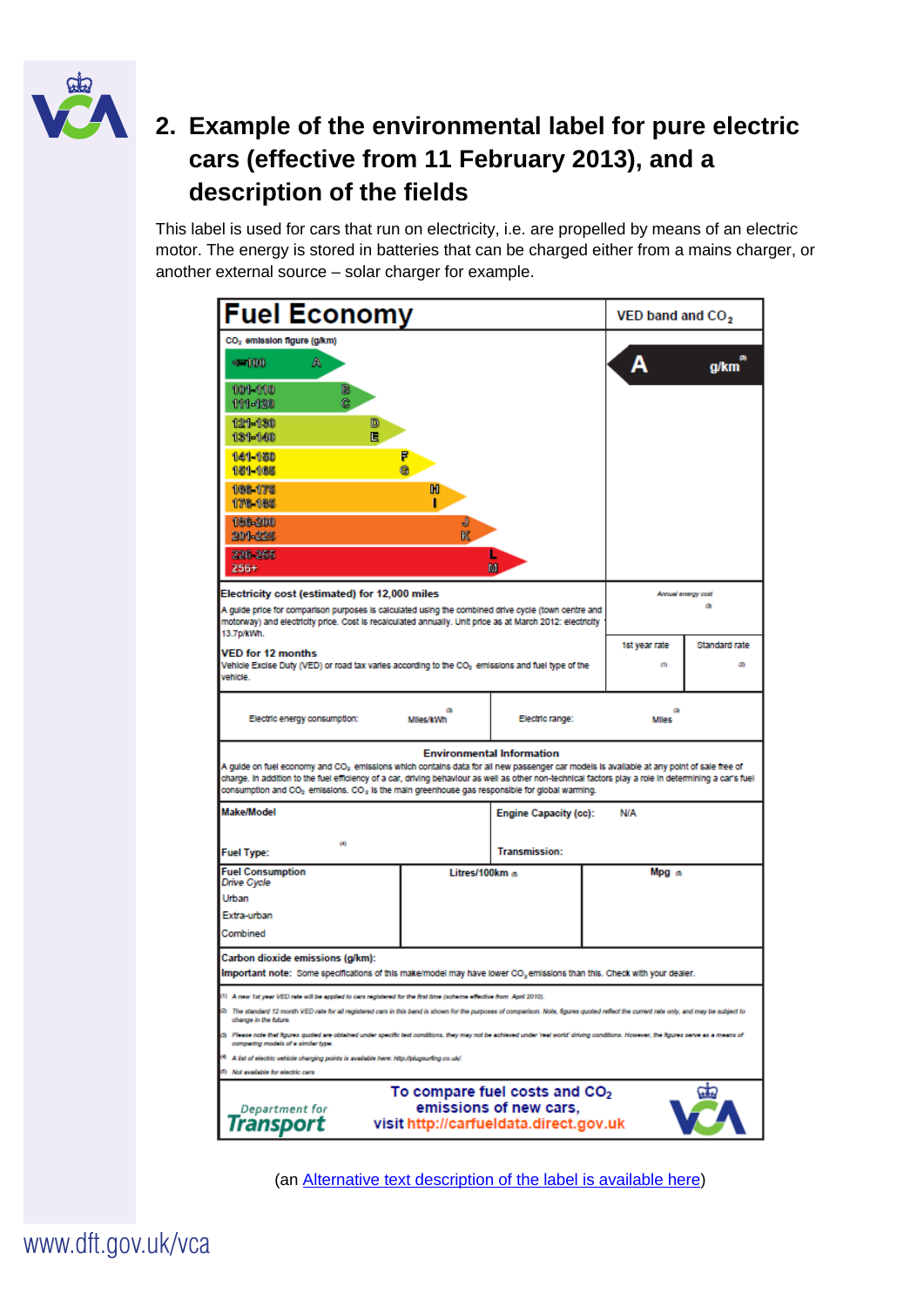## 2. Example of the environmental label for pure electric cars (effective from 11 February 2013), and a description of the fields

This label is used for cars that run on electricity, i.e. are propelled by means of an electric motor. The energy is stored in batteries that can be charged either from a mains charger, or another external source – solar charger for example.

**Fuel Economy**

$CO_2$ emission figure (g/km)

| Band | $CO_2$ emission figure (g/km) |
|---|---|
| A | <=100 |
| B | 101-110 |
| C | 111-120 |
| D | 121-130 |
| E | 131-140 |
| F | 141-150 |
| G | 151-165 |
| H | 166-175 |
| I | 176-185 |
| J | 186-200 |
| K | 201-225 |
| L | 226-255 |
| M | 255+ |

VED band and $CO_2$: **A** g/km (3)

**Electricity cost (estimated) for 12,000 miles**
A guide price for comparison purposes is calculated using the combined drive cycle (town centre and motorway) and electricity price. Cost is recalculated annually. Unit price as at March 2012: electricity 13.7p/kWh.

*Annual energy cost* (3)

**VED for 12 months**
Vehicle Excise Duty (VED) or road tax varies according to the $CO_2$ emissions and fuel type of the vehicle.

| 1st year rate | Standard rate |
|---|---|
| (1) | (2) |

Electric energy consumption: Miles/kWh (3) | Electric range: Miles (3)

**Environmental Information**
A guide on fuel economy and $CO_2$ emissions which contains data for all new passenger car models is available at any point of sale free of charge. In addition to the fuel efficiency of a car, driving behaviour as well as other non-technical factors play a role in determining a car's fuel consumption and $CO_2$ emissions. $CO_2$ is the main greenhouse gas responsible for global warming.

| **Make/Model** | **Engine Capacity (cc):** N/A |
|---|---|
| **Fuel Type:** (4) | **Transmission:** |

| **Fuel Consumption** | **Litres/100km** (5) | **Mpg** (5) |
|---|---|---|
| *Drive Cycle* | | |
| Urban | | |
| Extra-urban | | |
| Combined | | |

**Carbon dioxide emissions (g/km):**
**Important note:** Some specifications of this make/model may have lower $CO_2$ emissions than this. Check with your dealer.

(1) *A new 1st year VED rate will be applied to cars registered for the first time (scheme effective from April 2010).*
(2) *The standard 12 month VED rate for all registered cars in this band is shown for the purposes of comparison. Note, figures quoted reflect the current rate only, and may be subject to change in the future.*
(3) *Please note that figures quoted are obtained under specific test conditions, they may not be achieved under 'real world' driving conditions. However, the figures serve as a means of comparing models of a similar type.*
(4) *A list of electric vehicle charging points is available here: http://plugsurfing.co.uk/*
(5) *Not available for electric cars*

Department for Transport

To compare fuel costs and $CO_2$ emissions of new cars, visit http://carfueldata.direct.gov.uk

(an Alternative text description of the label is available here)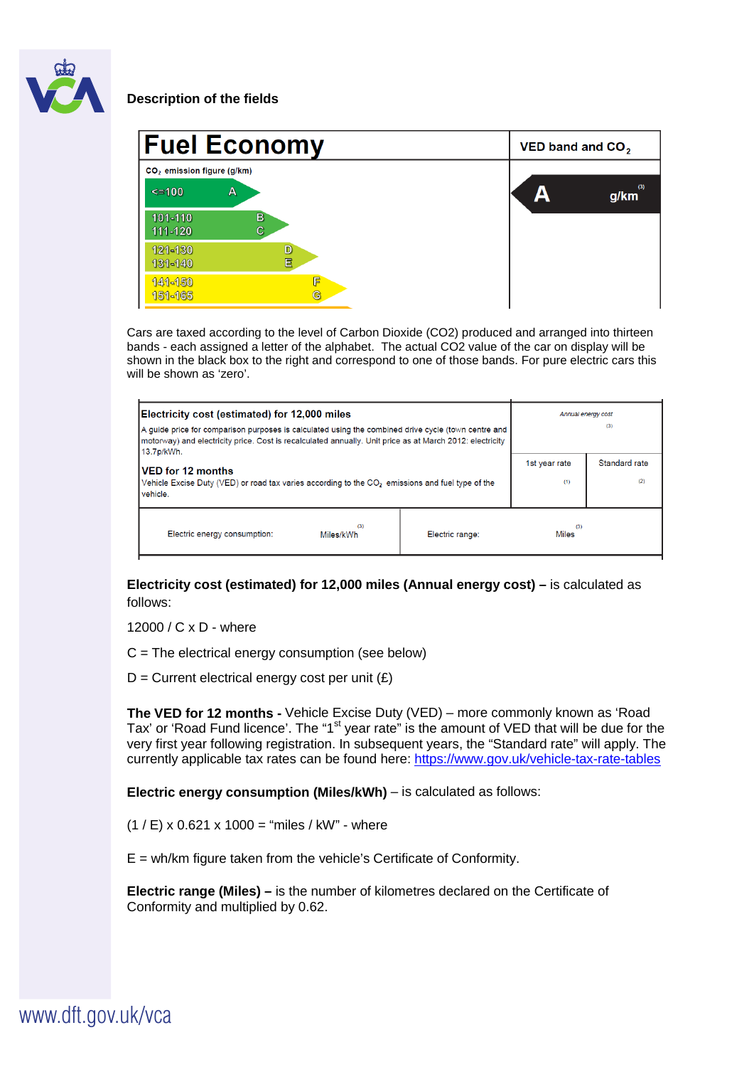**Description of the fields**

| Fuel Economy | VED band and $CO_2$ |
|---|---|
| $CO_2$ emission figure (g/km) | |
| <=100 A | A g/km [3] |
| 101-110 B | |
| 111-120 C | |
| 121-130 D | |
| 131-140 E | |
| 141-150 F | |
| 151-165 G | |

Cars are taxed according to the level of Carbon Dioxide (CO2) produced and arranged into thirteen bands - each assigned a letter of the alphabet. The actual CO2 value of the car on display will be shown in the black box to the right and correspond to one of those bands. For pure electric cars this will be shown as 'zero'.

| **Electricity cost (estimated) for 12,000 miles**<br>A guide price for comparison purposes is calculated using the combined drive cycle (town centre and motorway) and electricity price. Cost is recalculated annually. Unit price as at March 2012: electricity 13.7p/kWh. | *Annual energy cost* [3] | |
|---|---|---|
| **VED for 12 months**<br>Vehicle Excise Duty (VED) or road tax varies according to the $CO_2$ emissions and fuel type of the vehicle. | 1st year rate [1] | Standard rate [2] |
| Electric energy consumption: Miles/kWh [3] | Electric range: Miles [3] | |

**Electricity cost (estimated) for 12,000 miles (Annual energy cost) –** is calculated as follows:

12000 / C x D - where

C = The electrical energy consumption (see below)

D = Current electrical energy cost per unit (£)

**The VED for 12 months -** Vehicle Excise Duty (VED) – more commonly known as 'Road Tax' or 'Road Fund licence'. The "1st year rate" is the amount of VED that will be due for the very first year following registration. In subsequent years, the "Standard rate" will apply. The currently applicable tax rates can be found here: https://www.gov.uk/vehicle-tax-rate-tables

**Electric energy consumption (Miles/kWh)** – is calculated as follows:

(1 / E) x 0.621 x 1000 = "miles / kW" - where

E = wh/km figure taken from the vehicle's Certificate of Conformity.

**Electric range (Miles) –** is the number of kilometres declared on the Certificate of Conformity and multiplied by 0.62.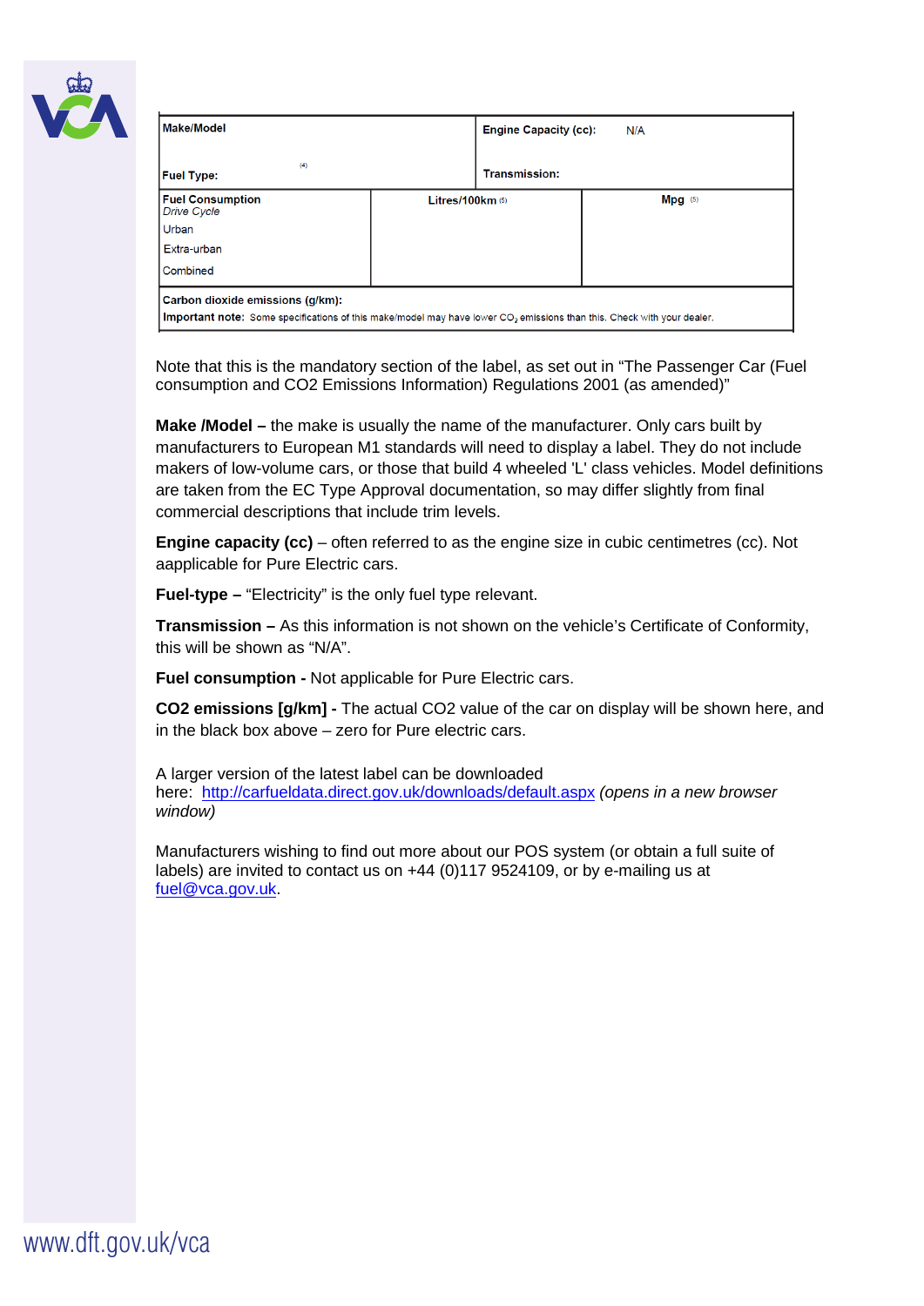| Make/Model | | Engine Capacity (cc): N/A |
|---|---|---|
| Fuel Type: (4) | | Transmission: |
| Fuel Consumption *Drive Cycle* | Litres/100km (5) | Mpg (5) |
| Urban | | |
| Extra-urban | | |
| Combined | | |
| Carbon dioxide emissions (g/km): | | |
| **Important note:** Some specifications of this make/model may have lower $CO_2$ emissions than this. Check with your dealer. | | |

Note that this is the mandatory section of the label, as set out in "The Passenger Car (Fuel consumption and CO2 Emissions Information) Regulations 2001 (as amended)"

**Make /Model –** the make is usually the name of the manufacturer. Only cars built by manufacturers to European M1 standards will need to display a label. They do not include makers of low-volume cars, or those that build 4 wheeled 'L' class vehicles. Model definitions are taken from the EC Type Approval documentation, so may differ slightly from final commercial descriptions that include trim levels.

**Engine capacity (cc)** – often referred to as the engine size in cubic centimetres (cc). Not aapplicable for Pure Electric cars.

**Fuel-type –** "Electricity" is the only fuel type relevant.

**Transmission –** As this information is not shown on the vehicle's Certificate of Conformity, this will be shown as "N/A".

**Fuel consumption -** Not applicable for Pure Electric cars.

**CO2 emissions [g/km] -** The actual CO2 value of the car on display will be shown here, and in the black box above – zero for Pure electric cars.

A larger version of the latest label can be downloaded here: http://carfueldata.direct.gov.uk/downloads/default.aspx *(opens in a new browser window)*

Manufacturers wishing to find out more about our POS system (or obtain a full suite of labels) are invited to contact us on +44 (0)117 9524109, or by e-mailing us at fuel@vca.gov.uk.